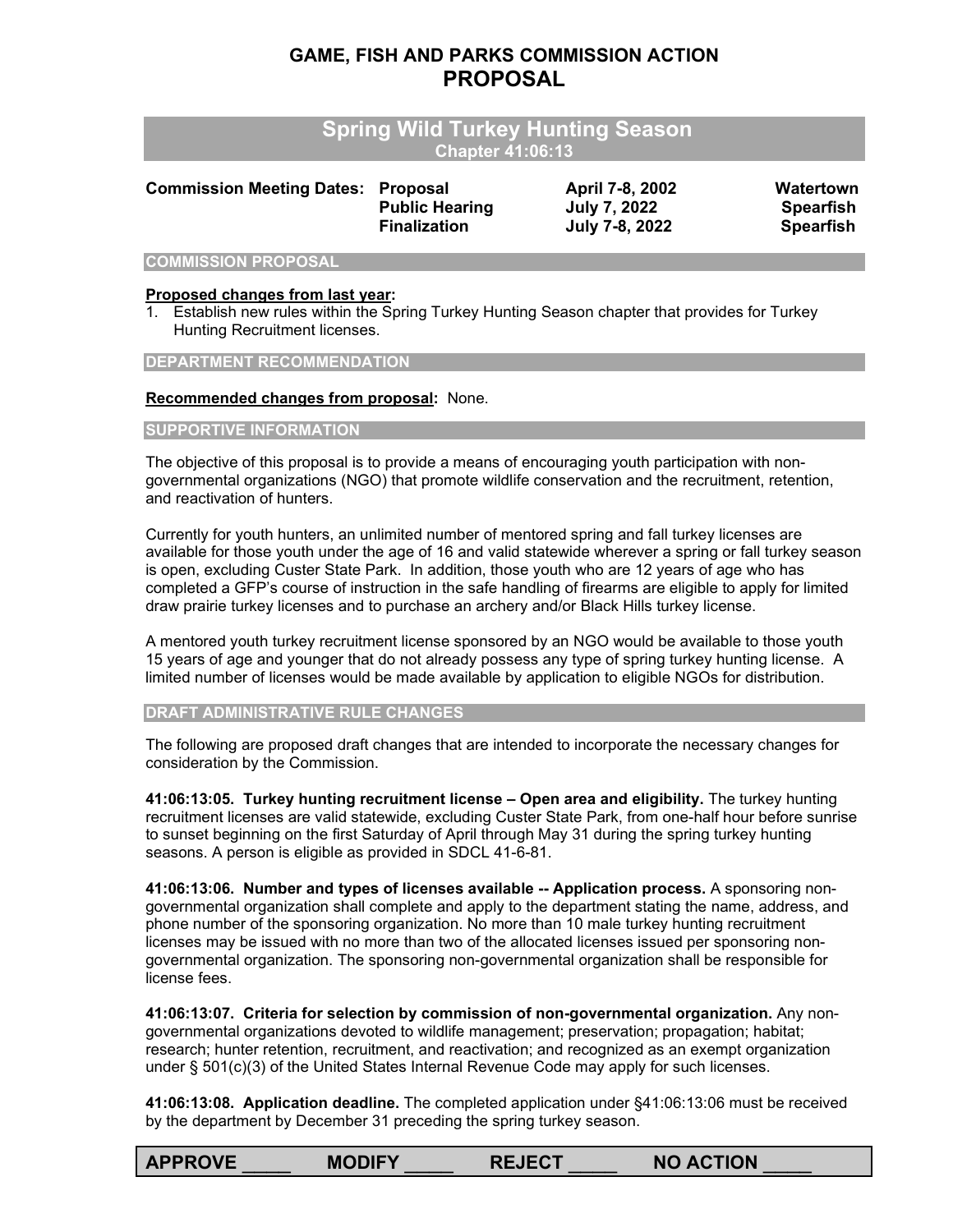# GAME, FISH AND PARKS COMMISSION ACTION
# PROPOSAL

## Spring Wild Turkey Hunting Season
**Chapter 41:06:13**

| **Commission Meeting Dates:** | **Proposal** | **April 7-8, 2002** | **Watertown** |
|---|---|---|---|
| | **Public Hearing** | **July 7, 2022** | **Spearfish** |
| | **Finalization** | **July 7-8, 2022** | **Spearfish** |

### COMMISSION PROPOSAL

**Proposed changes from last year:**

1. Establish new rules within the Spring Turkey Hunting Season chapter that provides for Turkey Hunting Recruitment licenses.

### DEPARTMENT RECOMMENDATION

**Recommended changes from proposal:** None.

### SUPPORTIVE INFORMATION

The objective of this proposal is to provide a means of encouraging youth participation with non-governmental organizations (NGO) that promote wildlife conservation and the recruitment, retention, and reactivation of hunters.

Currently for youth hunters, an unlimited number of mentored spring and fall turkey licenses are available for those youth under the age of 16 and valid statewide wherever a spring or fall turkey season is open, excluding Custer State Park. In addition, those youth who are 12 years of age who has completed a GFP's course of instruction in the safe handling of firearms are eligible to apply for limited draw prairie turkey licenses and to purchase an archery and/or Black Hills turkey license.

A mentored youth turkey recruitment license sponsored by an NGO would be available to those youth 15 years of age and younger that do not already possess any type of spring turkey hunting license. A limited number of licenses would be made available by application to eligible NGOs for distribution.

### DRAFT ADMINISTRATIVE RULE CHANGES

The following are proposed draft changes that are intended to incorporate the necessary changes for consideration by the Commission.

**41:06:13:05. Turkey hunting recruitment license – Open area and eligibility.** The turkey hunting recruitment licenses are valid statewide, excluding Custer State Park, from one-half hour before sunrise to sunset beginning on the first Saturday of April through May 31 during the spring turkey hunting seasons. A person is eligible as provided in SDCL 41-6-81.

**41:06:13:06. Number and types of licenses available -- Application process.** A sponsoring non-governmental organization shall complete and apply to the department stating the name, address, and phone number of the sponsoring organization. No more than 10 male turkey hunting recruitment licenses may be issued with no more than two of the allocated licenses issued per sponsoring non-governmental organization. The sponsoring non-governmental organization shall be responsible for license fees.

**41:06:13:07. Criteria for selection by commission of non-governmental organization.** Any non-governmental organizations devoted to wildlife management; preservation; propagation; habitat; research; hunter retention, recruitment, and reactivation; and recognized as an exempt organization under § 501(c)(3) of the United States Internal Revenue Code may apply for such licenses.

**41:06:13:08. Application deadline.** The completed application under §41:06:13:06 must be received by the department by December 31 preceding the spring turkey season.

**APPROVE _____ MODIFY _____ REJECT _____ NO ACTION _____**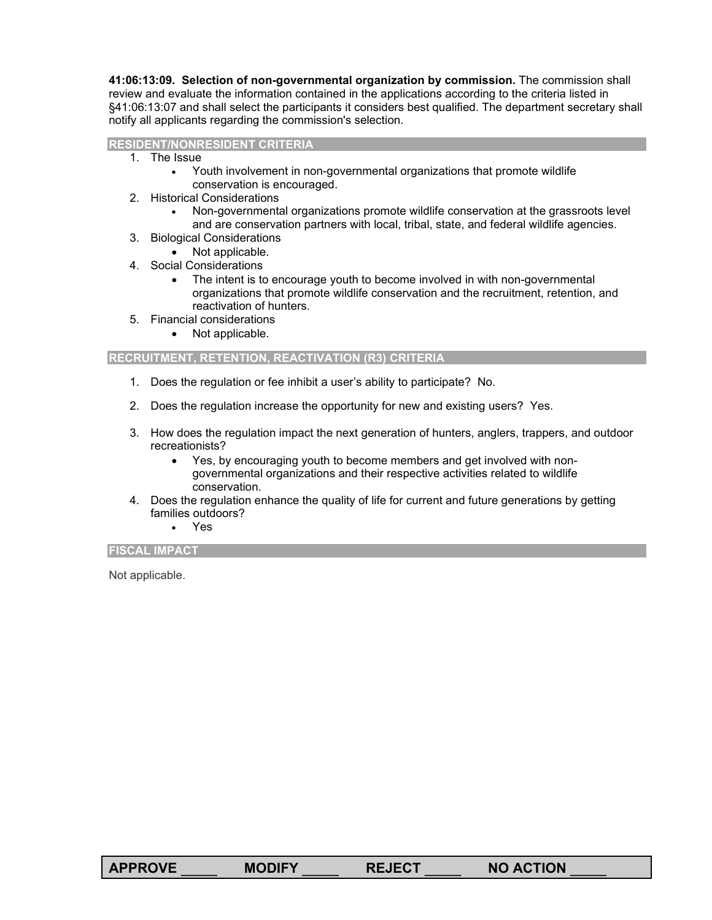**41:06:13:09. Selection of non-governmental organization by commission.** The commission shall review and evaluate the information contained in the applications according to the criteria listed in §41:06:13:07 and shall select the participants it considers best qualified. The department secretary shall notify all applicants regarding the commission's selection.

## RESIDENT/NONRESIDENT CRITERIA

1. The Issue
   - Youth involvement in non-governmental organizations that promote wildlife conservation is encouraged.
2. Historical Considerations
   - Non-governmental organizations promote wildlife conservation at the grassroots level and are conservation partners with local, tribal, state, and federal wildlife agencies.
3. Biological Considerations
   - Not applicable.
4. Social Considerations
   - The intent is to encourage youth to become involved in with non-governmental organizations that promote wildlife conservation and the recruitment, retention, and reactivation of hunters.
5. Financial considerations
   - Not applicable.

## RECRUITMENT, RETENTION, REACTIVATION (R3) CRITERIA

1. Does the regulation or fee inhibit a user's ability to participate? No.
2. Does the regulation increase the opportunity for new and existing users? Yes.
3. How does the regulation impact the next generation of hunters, anglers, trappers, and outdoor recreationists?
   - Yes, by encouraging youth to become members and get involved with non-governmental organizations and their respective activities related to wildlife conservation.
4. Does the regulation enhance the quality of life for current and future generations by getting families outdoors?
   - Yes

## FISCAL IMPACT

Not applicable.

**APPROVE _____ MODIFY _____ REJECT _____ NO ACTION _____**